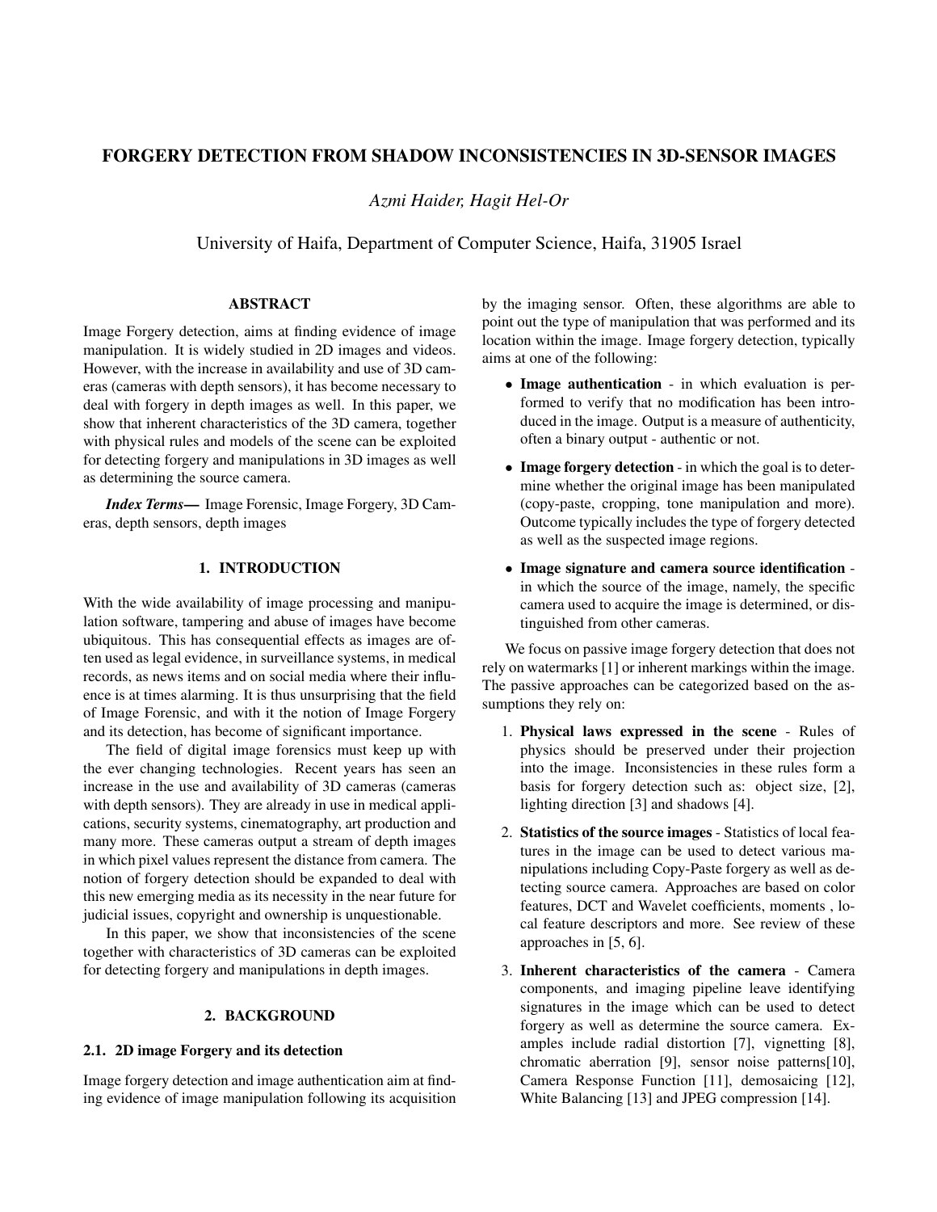# FORGERY DETECTION FROM SHADOW INCONSISTENCIES IN 3D-SENSOR IMAGES

*Azmi Haider, Hagit Hel-Or*

University of Haifa, Department of Computer Science, Haifa, 31905 Israel

## ABSTRACT

Image Forgery detection, aims at finding evidence of image manipulation. It is widely studied in 2D images and videos. However, with the increase in availability and use of 3D cameras (cameras with depth sensors), it has become necessary to deal with forgery in depth images as well. In this paper, we show that inherent characteristics of the 3D camera, together with physical rules and models of the scene can be exploited for detecting forgery and manipulations in 3D images as well as determining the source camera.

***Index Terms*—** Image Forensic, Image Forgery, 3D Cameras, depth sensors, depth images

## 1. INTRODUCTION

With the wide availability of image processing and manipulation software, tampering and abuse of images have become ubiquitous. This has consequential effects as images are often used as legal evidence, in surveillance systems, in medical records, as news items and on social media where their influence is at times alarming. It is thus unsurprising that the field of Image Forensic, and with it the notion of Image Forgery and its detection, has become of significant importance.

The field of digital image forensics must keep up with the ever changing technologies. Recent years has seen an increase in the use and availability of 3D cameras (cameras with depth sensors). They are already in use in medical applications, security systems, cinematography, art production and many more. These cameras output a stream of depth images in which pixel values represent the distance from camera. The notion of forgery detection should be expanded to deal with this new emerging media as its necessity in the near future for judicial issues, copyright and ownership is unquestionable.

In this paper, we show that inconsistencies of the scene together with characteristics of 3D cameras can be exploited for detecting forgery and manipulations in depth images.

## 2. BACKGROUND

### 2.1. 2D image Forgery and its detection

Image forgery detection and image authentication aim at finding evidence of image manipulation following its acquisition by the imaging sensor. Often, these algorithms are able to point out the type of manipulation that was performed and its location within the image. Image forgery detection, typically aims at one of the following:

- **Image authentication** - in which evaluation is performed to verify that no modification has been introduced in the image. Output is a measure of authenticity, often a binary output - authentic or not.
- **Image forgery detection** - in which the goal is to determine whether the original image has been manipulated (copy-paste, cropping, tone manipulation and more). Outcome typically includes the type of forgery detected as well as the suspected image regions.
- **Image signature and camera source identification** - in which the source of the image, namely, the specific camera used to acquire the image is determined, or distinguished from other cameras.

We focus on passive image forgery detection that does not rely on watermarks [1] or inherent markings within the image. The passive approaches can be categorized based on the assumptions they rely on:

1. **Physical laws expressed in the scene** - Rules of physics should be preserved under their projection into the image. Inconsistencies in these rules form a basis for forgery detection such as: object size, [2], lighting direction [3] and shadows [4].
2. **Statistics of the source images** - Statistics of local features in the image can be used to detect various manipulations including Copy-Paste forgery as well as detecting source camera. Approaches are based on color features, DCT and Wavelet coefficients, moments , local feature descriptors and more. See review of these approaches in [5, 6].
3. **Inherent characteristics of the camera** - Camera components, and imaging pipeline leave identifying signatures in the image which can be used to detect forgery as well as determine the source camera. Examples include radial distortion [7], vignetting [8], chromatic aberration [9], sensor noise patterns[10], Camera Response Function [11], demosaicing [12], White Balancing [13] and JPEG compression [14].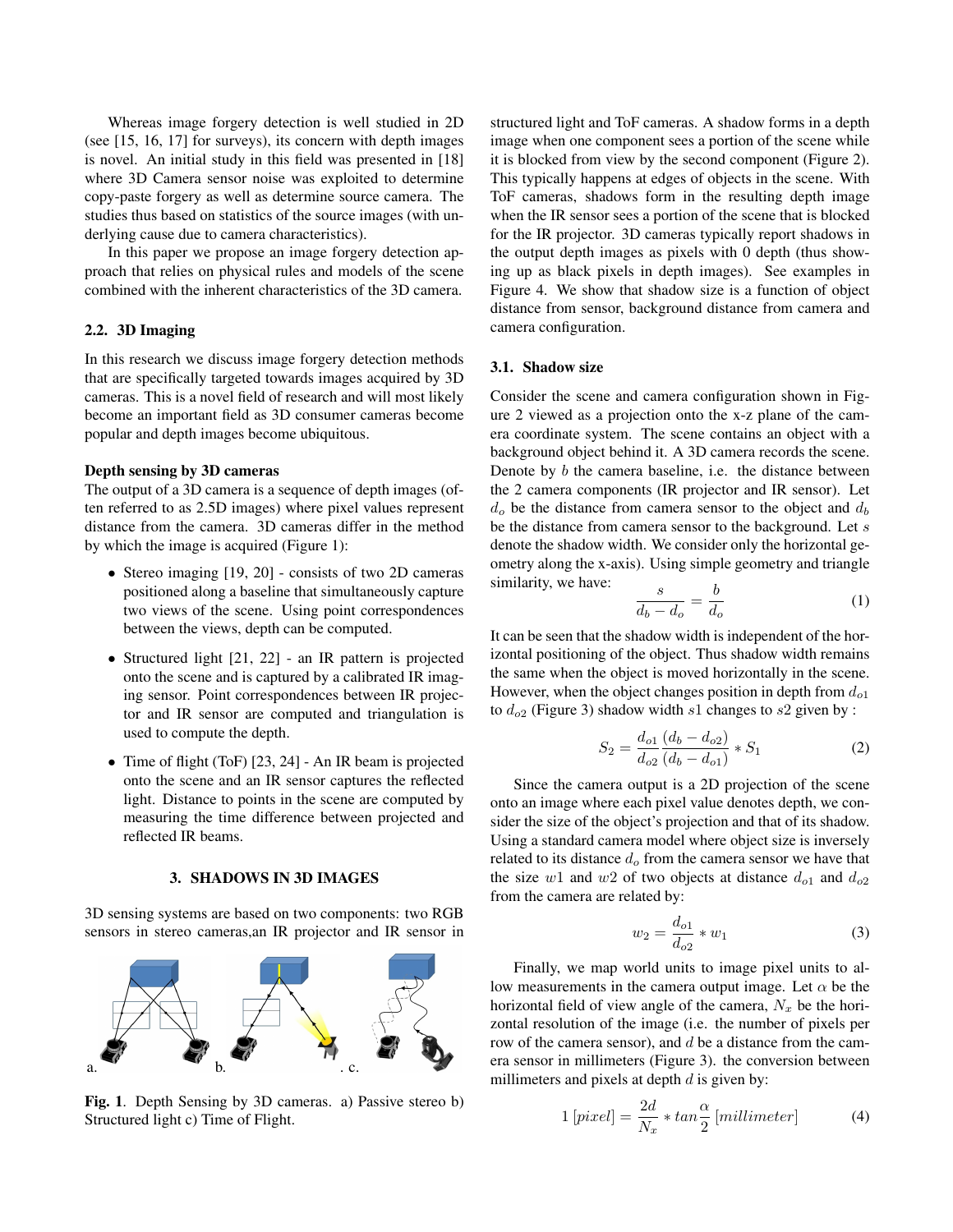Whereas image forgery detection is well studied in 2D (see [15, 16, 17] for surveys), its concern with depth images is novel. An initial study in this field was presented in [18] where 3D Camera sensor noise was exploited to determine copy-paste forgery as well as determine source camera. The studies thus based on statistics of the source images (with underlying cause due to camera characteristics).

In this paper we propose an image forgery detection approach that relies on physical rules and models of the scene combined with the inherent characteristics of the 3D camera.

### 2.2. 3D Imaging

In this research we discuss image forgery detection methods that are specifically targeted towards images acquired by 3D cameras. This is a novel field of research and will most likely become an important field as 3D consumer cameras become popular and depth images become ubiquitous.

**Depth sensing by 3D cameras**

The output of a 3D camera is a sequence of depth images (often referred to as 2.5D images) where pixel values represent distance from the camera. 3D cameras differ in the method by which the image is acquired (Figure 1):

- Stereo imaging [19, 20] - consists of two 2D cameras positioned along a baseline that simultaneously capture two views of the scene. Using point correspondences between the views, depth can be computed.
- Structured light [21, 22] - an IR pattern is projected onto the scene and is captured by a calibrated IR imaging sensor. Point correspondences between IR projector and IR sensor are computed and triangulation is used to compute the depth.
- Time of flight (ToF) [23, 24] - An IR beam is projected onto the scene and an IR sensor captures the reflected light. Distance to points in the scene are computed by measuring the time difference between projected and reflected IR beams.

## 3. SHADOWS IN 3D IMAGES

3D sensing systems are based on two components: two RGB sensors in stereo cameras,an IR projector and IR sensor in structured light and ToF cameras. A shadow forms in a depth image when one component sees a portion of the scene while it is blocked from view by the second component (Figure 2). This typically happens at edges of objects in the scene. With ToF cameras, shadows form in the resulting depth image when the IR sensor sees a portion of the scene that is blocked for the IR projector. 3D cameras typically report shadows in the output depth images as pixels with 0 depth (thus showing up as black pixels in depth images). See examples in Figure 4. We show that shadow size is a function of object distance from sensor, background distance from camera and camera configuration.

a. b. . c.

**Fig. 1**. Depth Sensing by 3D cameras. a) Passive stereo b) Structured light c) Time of Flight.

### 3.1. Shadow size

Consider the scene and camera configuration shown in Figure 2 viewed as a projection onto the x-z plane of the camera coordinate system. The scene contains an object with a background object behind it. A 3D camera records the scene. Denote by $b$ the camera baseline, i.e. the distance between the 2 camera components (IR projector and IR sensor). Let $d_o$ be the distance from camera sensor to the object and $d_b$ be the distance from camera sensor to the background. Let $s$ denote the shadow width. We consider only the horizontal geometry along the x-axis). Using simple geometry and triangle similarity, we have:

$$\frac{s}{d_b - d_o} = \frac{b}{d_o} \tag{1}$$

It can be seen that the shadow width is independent of the horizontal positioning of the object. Thus shadow width remains the same when the object is moved horizontally in the scene. However, when the object changes position in depth from $d_{o1}$ to $d_{o2}$ (Figure 3) shadow width $s1$ changes to $s2$ given by :

$$S_2 = \frac{d_{o1}}{d_{o2}} \frac{(d_b - d_{o2})}{(d_b - d_{o1})} * S_1 \tag{2}$$

Since the camera output is a 2D projection of the scene onto an image where each pixel value denotes depth, we consider the size of the object's projection and that of its shadow. Using a standard camera model where object size is inversely related to its distance $d_o$ from the camera sensor we have that the size $w1$ and $w2$ of two objects at distance $d_{o1}$ and $d_{o2}$ from the camera are related by:

$$w_2 = \frac{d_{o1}}{d_{o2}} * w_1 \tag{3}$$

Finally, we map world units to image pixel units to allow measurements in the camera output image. Let $\alpha$ be the horizontal field of view angle of the camera, $N_x$ be the horizontal resolution of the image (i.e. the number of pixels per row of the camera sensor), and $d$ be a distance from the camera sensor in millimeters (Figure 3). the conversion between millimeters and pixels at depth $d$ is given by:

$$1\,[pixel] = \frac{2d}{N_x} * tan\frac{\alpha}{2}\,[millimeter] \tag{4}$$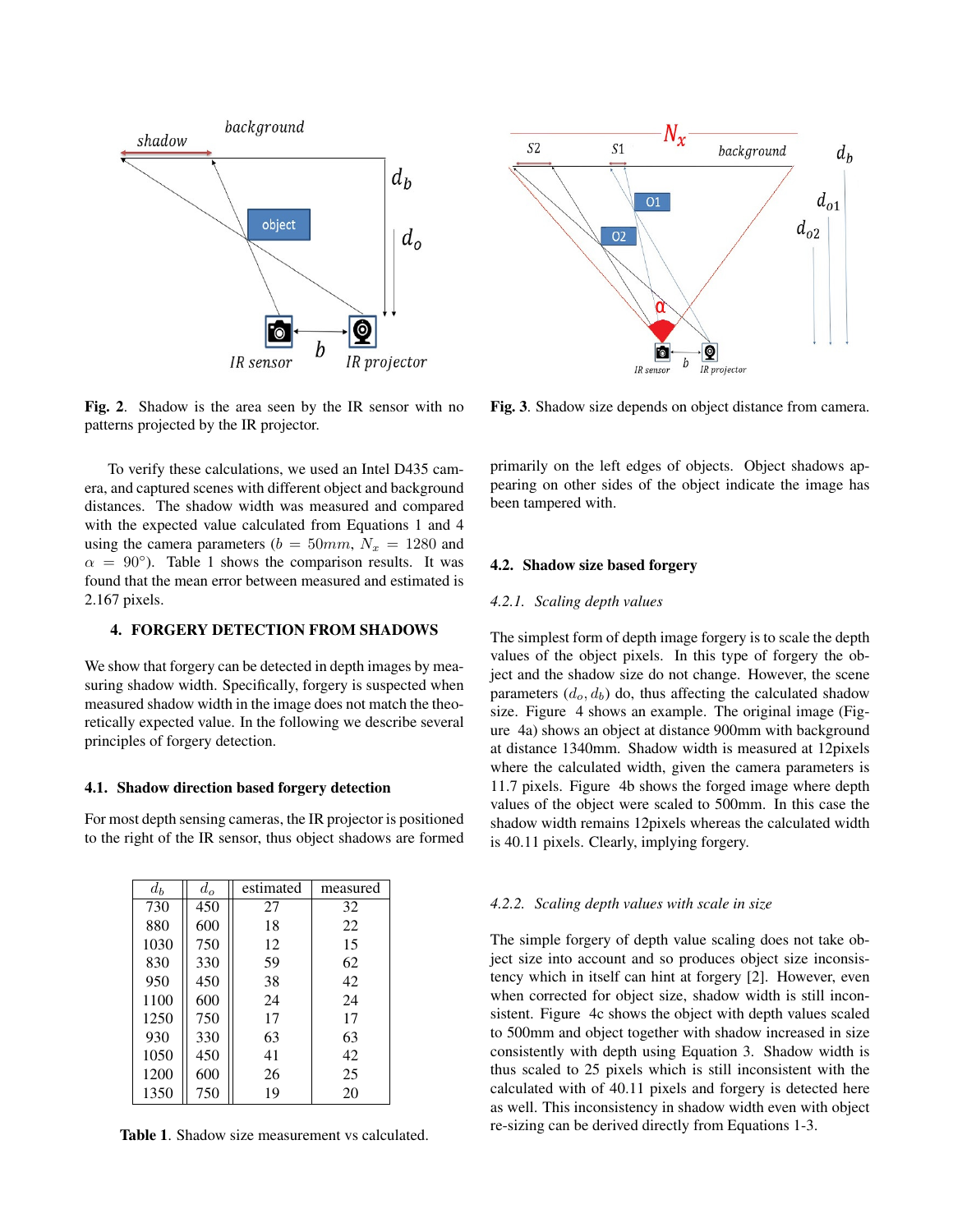shadow

background

$d_b$

object

$d_o$

IR sensor

$b$

IR projector

**Fig. 2**. Shadow is the area seen by the IR sensor with no patterns projected by the IR projector.

S2

S1

$N_x$

background

$d_b$

O1

$d_{o1}$

O2

$d_{o2}$

α

IR sensor

b

IR projector

**Fig. 3**. Shadow size depends on object distance from camera.

To verify these calculations, we used an Intel D435 camera, and captured scenes with different object and background distances. The shadow width was measured and compared with the expected value calculated from Equations 1 and 4 using the camera parameters ($b = 50mm$, $N_x = 1280$ and $\alpha = 90°$). Table 1 shows the comparison results. It was found that the mean error between measured and estimated is 2.167 pixels.

## 4. FORGERY DETECTION FROM SHADOWS

We show that forgery can be detected in depth images by measuring shadow width. Specifically, forgery is suspected when measured shadow width in the image does not match the theoretically expected value. In the following we describe several principles of forgery detection.

### 4.1. Shadow direction based forgery detection

For most depth sensing cameras, the IR projector is positioned to the right of the IR sensor, thus object shadows are formed primarily on the left edges of objects. Object shadows appearing on other sides of the object indicate the image has been tampered with.

| $d_b$ | $d_o$ | estimated | measured |
|---|---|---|---|
| 730 | 450 | 27 | 32 |
| 880 | 600 | 18 | 22 |
| 1030 | 750 | 12 | 15 |
| 830 | 330 | 59 | 62 |
| 950 | 450 | 38 | 42 |
| 1100 | 600 | 24 | 24 |
| 1250 | 750 | 17 | 17 |
| 930 | 330 | 63 | 63 |
| 1050 | 450 | 41 | 42 |
| 1200 | 600 | 26 | 25 |
| 1350 | 750 | 19 | 20 |

**Table 1**. Shadow size measurement vs calculated.

### 4.2. Shadow size based forgery

#### *4.2.1. Scaling depth values*

The simplest form of depth image forgery is to scale the depth values of the object pixels. In this type of forgery the object and the shadow size do not change. However, the scene parameters ($d_o, d_b$) do, thus affecting the calculated shadow size. Figure 4 shows an example. The original image (Figure 4a) shows an object at distance 900mm with background at distance 1340mm. Shadow width is measured at 12pixels where the calculated width, given the camera parameters is 11.7 pixels. Figure 4b shows the forged image where depth values of the object were scaled to 500mm. In this case the shadow width remains 12pixels whereas the calculated width is 40.11 pixels. Clearly, implying forgery.

#### *4.2.2. Scaling depth values with scale in size*

The simple forgery of depth value scaling does not take object size into account and so produces object size inconsistency which in itself can hint at forgery [2]. However, even when corrected for object size, shadow width is still inconsistent. Figure 4c shows the object with depth values scaled to 500mm and object together with shadow increased in size consistently with depth using Equation 3. Shadow width is thus scaled to 25 pixels which is still inconsistent with the calculated with of 40.11 pixels and forgery is detected here as well. This inconsistency in shadow width even with object re-sizing can be derived directly from Equations 1-3.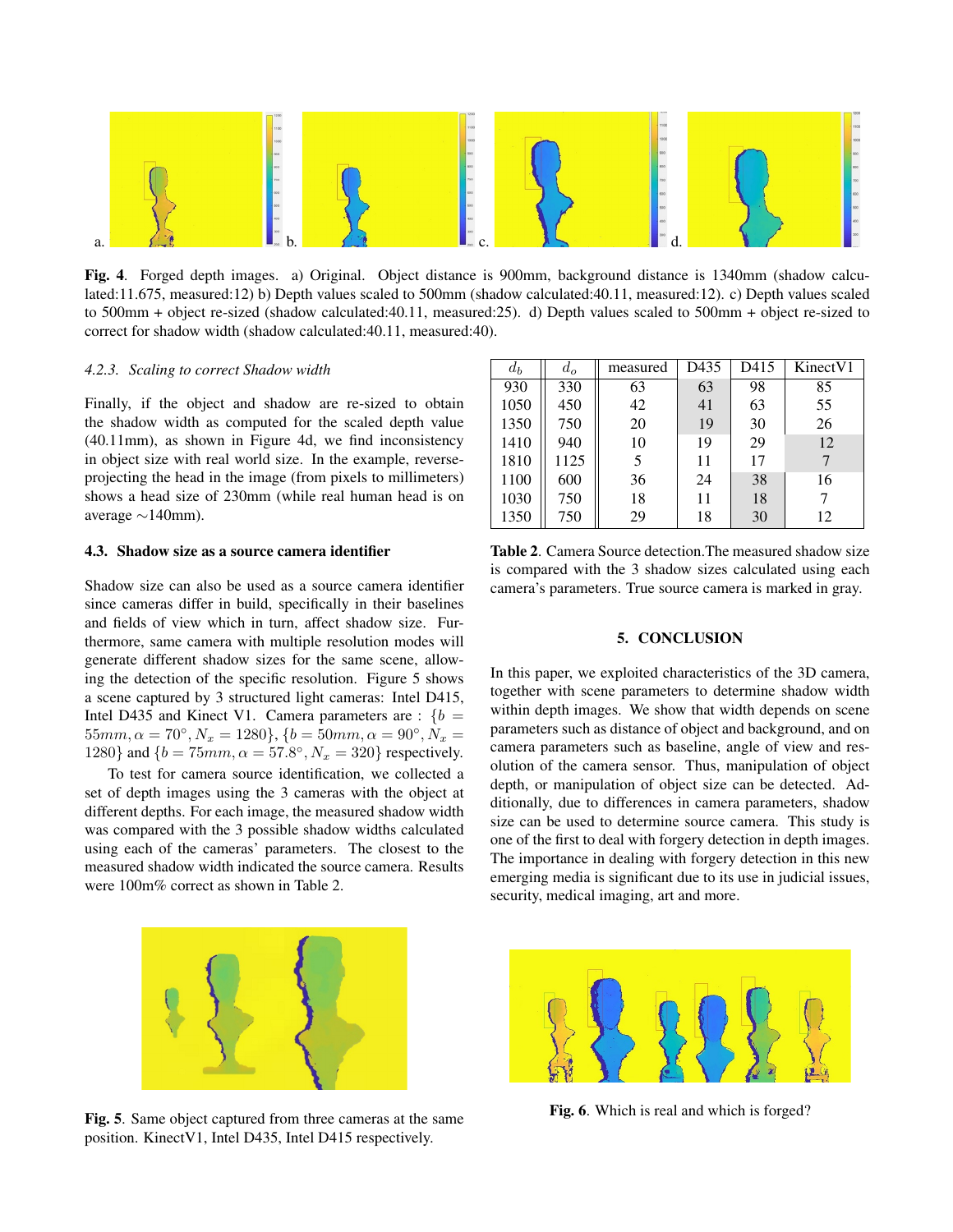**Fig. 4**. Forged depth images. a) Original. Object distance is 900mm, background distance is 1340mm (shadow calculated:11.675, measured:12) b) Depth values scaled to 500mm (shadow calculated:40.11, measured:12). c) Depth values scaled to 500mm + object re-sized (shadow calculated:40.11, measured:25). d) Depth values scaled to 500mm + object re-sized to correct for shadow width (shadow calculated:40.11, measured:40).

*4.2.3. Scaling to correct Shadow width*

Finally, if the object and shadow are re-sized to obtain the shadow width as computed for the scaled depth value (40.11mm), as shown in Figure 4d, we find inconsistency in object size with real world size. In the example, reverse-projecting the head in the image (from pixels to millimeters) shows a head size of 230mm (while real human head is on average ∼140mm).

### 4.3. Shadow size as a source camera identifier

Shadow size can also be used as a source camera identifier since cameras differ in build, specifically in their baselines and fields of view which in turn, affect shadow size. Furthermore, same camera with multiple resolution modes will generate different shadow sizes for the same scene, allowing the detection of the specific resolution. Figure 5 shows a scene captured by 3 structured light cameras: Intel D415, Intel D435 and Kinect V1. Camera parameters are : $\{b = 55mm, \alpha = 70°, N_x = 1280\}$, $\{b = 50mm, \alpha = 90°, N_x = 1280\}$ and $\{b = 75mm, \alpha = 57.8°, N_x = 320\}$ respectively.

To test for camera source identification, we collected a set of depth images using the 3 cameras with the object at different depths. For each image, the measured shadow width was compared with the 3 possible shadow widths calculated using each of the cameras' parameters. The closest to the measured shadow width indicated the source camera. Results were 100m% correct as shown in Table 2.

| $d_b$ | $d_o$ | measured | D435 | D415 | KinectV1 |
|---|---|---|---|---|---|
| 930 | 330 | 63 | 63 | 98 | 85 |
| 1050 | 450 | 42 | 41 | 63 | 55 |
| 1350 | 750 | 20 | 19 | 30 | 26 |
| 1410 | 940 | 10 | 19 | 29 | 12 |
| 1810 | 1125 | 5 | 11 | 17 | 7 |
| 1100 | 600 | 36 | 24 | 38 | 16 |
| 1030 | 750 | 18 | 11 | 18 | 7 |
| 1350 | 750 | 29 | 18 | 30 | 12 |

**Table 2**. Camera Source detection.The measured shadow size is compared with the 3 shadow sizes calculated using each camera's parameters. True source camera is marked in gray.

## 5. CONCLUSION

In this paper, we exploited characteristics of the 3D camera, together with scene parameters to determine shadow width within depth images. We show that width depends on scene parameters such as distance of object and background, and on camera parameters such as baseline, angle of view and resolution of the camera sensor. Thus, manipulation of object depth, or manipulation of object size can be detected. Additionally, due to differences in camera parameters, shadow size can be used to determine source camera. This study is one of the first to deal with forgery detection in depth images. The importance in dealing with forgery detection in this new emerging media is significant due to its use in judicial issues, security, medical imaging, art and more.

**Fig. 5**. Same object captured from three cameras at the same position. KinectV1, Intel D435, Intel D415 respectively.

**Fig. 6**. Which is real and which is forged?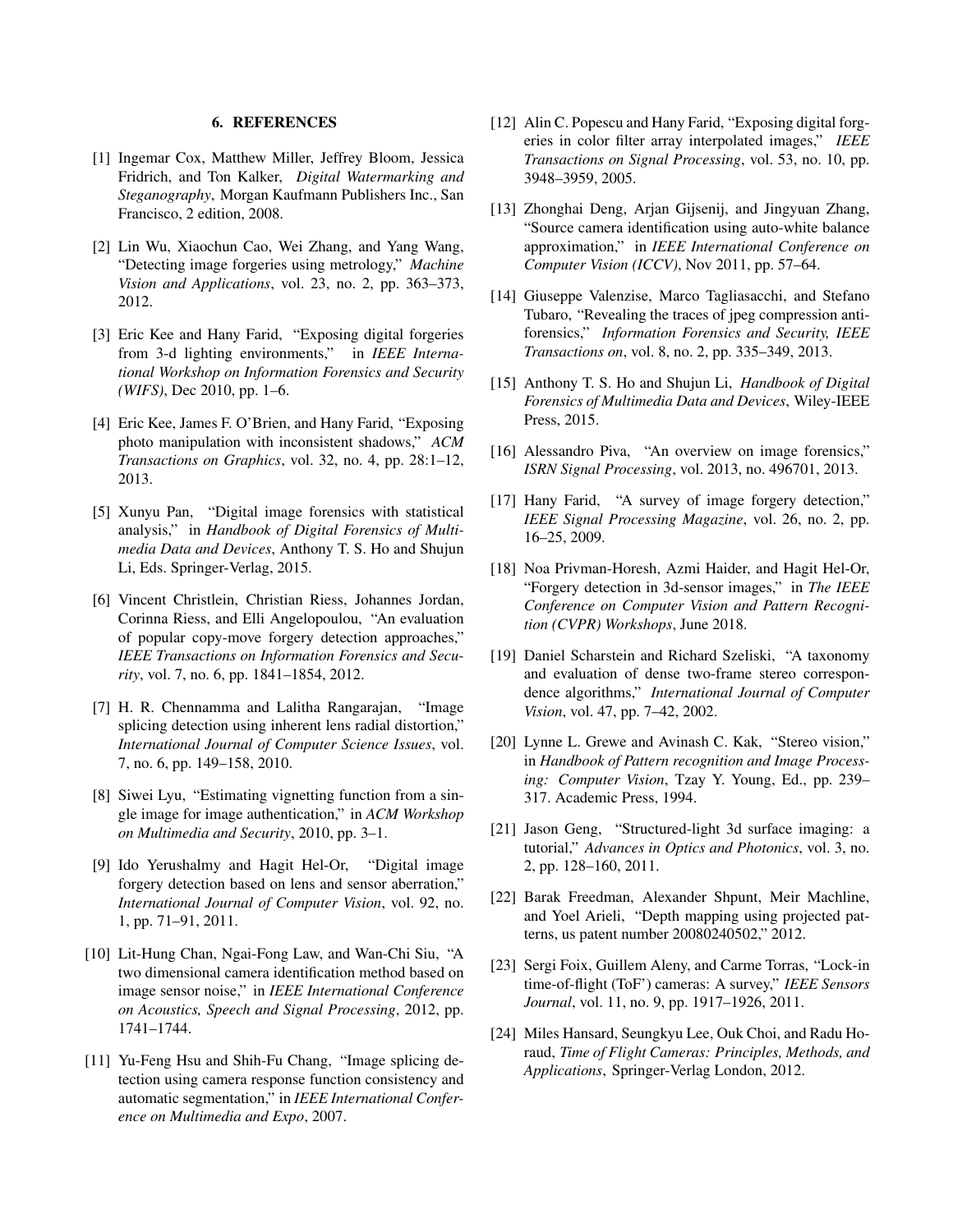## 6. REFERENCES

[1] Ingemar Cox, Matthew Miller, Jeffrey Bloom, Jessica Fridrich, and Ton Kalker, *Digital Watermarking and Steganography*, Morgan Kaufmann Publishers Inc., San Francisco, 2 edition, 2008.

[2] Lin Wu, Xiaochun Cao, Wei Zhang, and Yang Wang, "Detecting image forgeries using metrology," *Machine Vision and Applications*, vol. 23, no. 2, pp. 363–373, 2012.

[3] Eric Kee and Hany Farid, "Exposing digital forgeries from 3-d lighting environments," in *IEEE International Workshop on Information Forensics and Security (WIFS)*, Dec 2010, pp. 1–6.

[4] Eric Kee, James F. O'Brien, and Hany Farid, "Exposing photo manipulation with inconsistent shadows," *ACM Transactions on Graphics*, vol. 32, no. 4, pp. 28:1–12, 2013.

[5] Xunyu Pan, "Digital image forensics with statistical analysis," in *Handbook of Digital Forensics of Multimedia Data and Devices*, Anthony T. S. Ho and Shujun Li, Eds. Springer-Verlag, 2015.

[6] Vincent Christlein, Christian Riess, Johannes Jordan, Corinna Riess, and Elli Angelopoulou, "An evaluation of popular copy-move forgery detection approaches," *IEEE Transactions on Information Forensics and Security*, vol. 7, no. 6, pp. 1841–1854, 2012.

[7] H. R. Chennamma and Lalitha Rangarajan, "Image splicing detection using inherent lens radial distortion," *International Journal of Computer Science Issues*, vol. 7, no. 6, pp. 149–158, 2010.

[8] Siwei Lyu, "Estimating vignetting function from a single image for image authentication," in *ACM Workshop on Multimedia and Security*, 2010, pp. 3–1.

[9] Ido Yerushalmy and Hagit Hel-Or, "Digital image forgery detection based on lens and sensor aberration," *International Journal of Computer Vision*, vol. 92, no. 1, pp. 71–91, 2011.

[10] Lit-Hung Chan, Ngai-Fong Law, and Wan-Chi Siu, "A two dimensional camera identification method based on image sensor noise," in *IEEE International Conference on Acoustics, Speech and Signal Processing*, 2012, pp. 1741–1744.

[11] Yu-Feng Hsu and Shih-Fu Chang, "Image splicing detection using camera response function consistency and automatic segmentation," in *IEEE International Conference on Multimedia and Expo*, 2007.

[12] Alin C. Popescu and Hany Farid, "Exposing digital forgeries in color filter array interpolated images," *IEEE Transactions on Signal Processing*, vol. 53, no. 10, pp. 3948–3959, 2005.

[13] Zhonghai Deng, Arjan Gijsenij, and Jingyuan Zhang, "Source camera identification using auto-white balance approximation," in *IEEE International Conference on Computer Vision (ICCV)*, Nov 2011, pp. 57–64.

[14] Giuseppe Valenzise, Marco Tagliasacchi, and Stefano Tubaro, "Revealing the traces of jpeg compression anti-forensics," *Information Forensics and Security, IEEE Transactions on*, vol. 8, no. 2, pp. 335–349, 2013.

[15] Anthony T. S. Ho and Shujun Li, *Handbook of Digital Forensics of Multimedia Data and Devices*, Wiley-IEEE Press, 2015.

[16] Alessandro Piva, "An overview on image forensics," *ISRN Signal Processing*, vol. 2013, no. 496701, 2013.

[17] Hany Farid, "A survey of image forgery detection," *IEEE Signal Processing Magazine*, vol. 26, no. 2, pp. 16–25, 2009.

[18] Noa Privman-Horesh, Azmi Haider, and Hagit Hel-Or, "Forgery detection in 3d-sensor images," in *The IEEE Conference on Computer Vision and Pattern Recognition (CVPR) Workshops*, June 2018.

[19] Daniel Scharstein and Richard Szeliski, "A taxonomy and evaluation of dense two-frame stereo correspondence algorithms," *International Journal of Computer Vision*, vol. 47, pp. 7–42, 2002.

[20] Lynne L. Grewe and Avinash C. Kak, "Stereo vision," in *Handbook of Pattern recognition and Image Processing: Computer Vision*, Tzay Y. Young, Ed., pp. 239–317. Academic Press, 1994.

[21] Jason Geng, "Structured-light 3d surface imaging: a tutorial," *Advances in Optics and Photonics*, vol. 3, no. 2, pp. 128–160, 2011.

[22] Barak Freedman, Alexander Shpunt, Meir Machline, and Yoel Arieli, "Depth mapping using projected patterns, us patent number 20080240502," 2012.

[23] Sergi Foix, Guillem Aleny, and Carme Torras, "Lock-in time-of-flight (ToF') cameras: A survey," *IEEE Sensors Journal*, vol. 11, no. 9, pp. 1917–1926, 2011.

[24] Miles Hansard, Seungkyu Lee, Ouk Choi, and Radu Horaud, *Time of Flight Cameras: Principles, Methods, and Applications*, Springer-Verlag London, 2012.